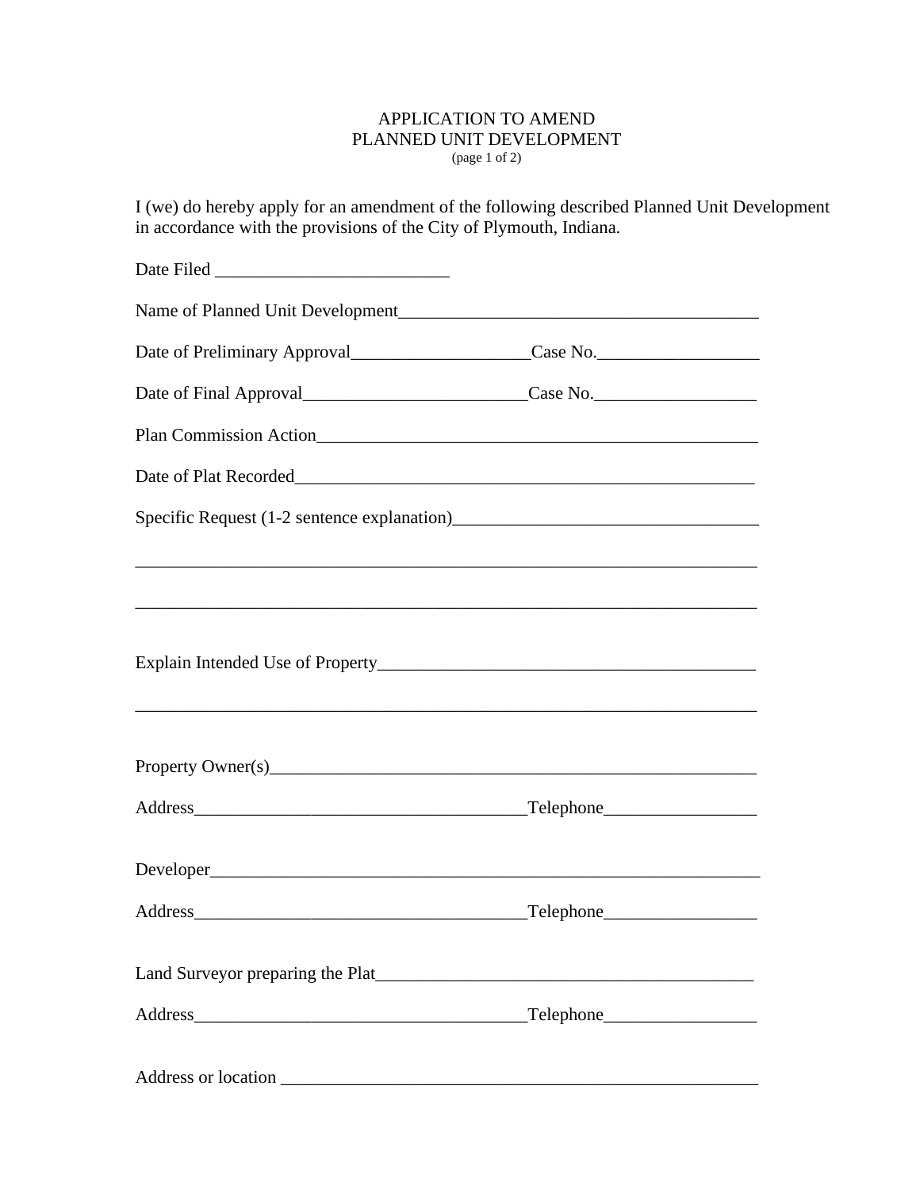# APPLICATION TO AMEND
# PLANNED UNIT DEVELOPMENT

(page 1 of 2)

I (we) do hereby apply for an amendment of the following described Planned Unit Development in accordance with the provisions of the City of Plymouth, Indiana.

Date Filed __________________________

Name of Planned Unit Development________________________________________

Date of Preliminary Approval____________________Case No.__________________

Date of Final Approval_________________________Case No.__________________

Plan Commission Action__________________________________________________

Date of Plat Recorded_____________________________________________________

Specific Request (1-2 sentence explanation)__________________________________

______________________________________________________________________

______________________________________________________________________

Explain Intended Use of Property__________________________________________

______________________________________________________________________

Property Owner(s)________________________________________________________

Address_____________________________________Telephone_________________

Developer______________________________________________________________

Address_____________________________________Telephone_________________

Land Surveyor preparing the Plat__________________________________________

Address_____________________________________Telephone_________________

Address or location _______________________________________________________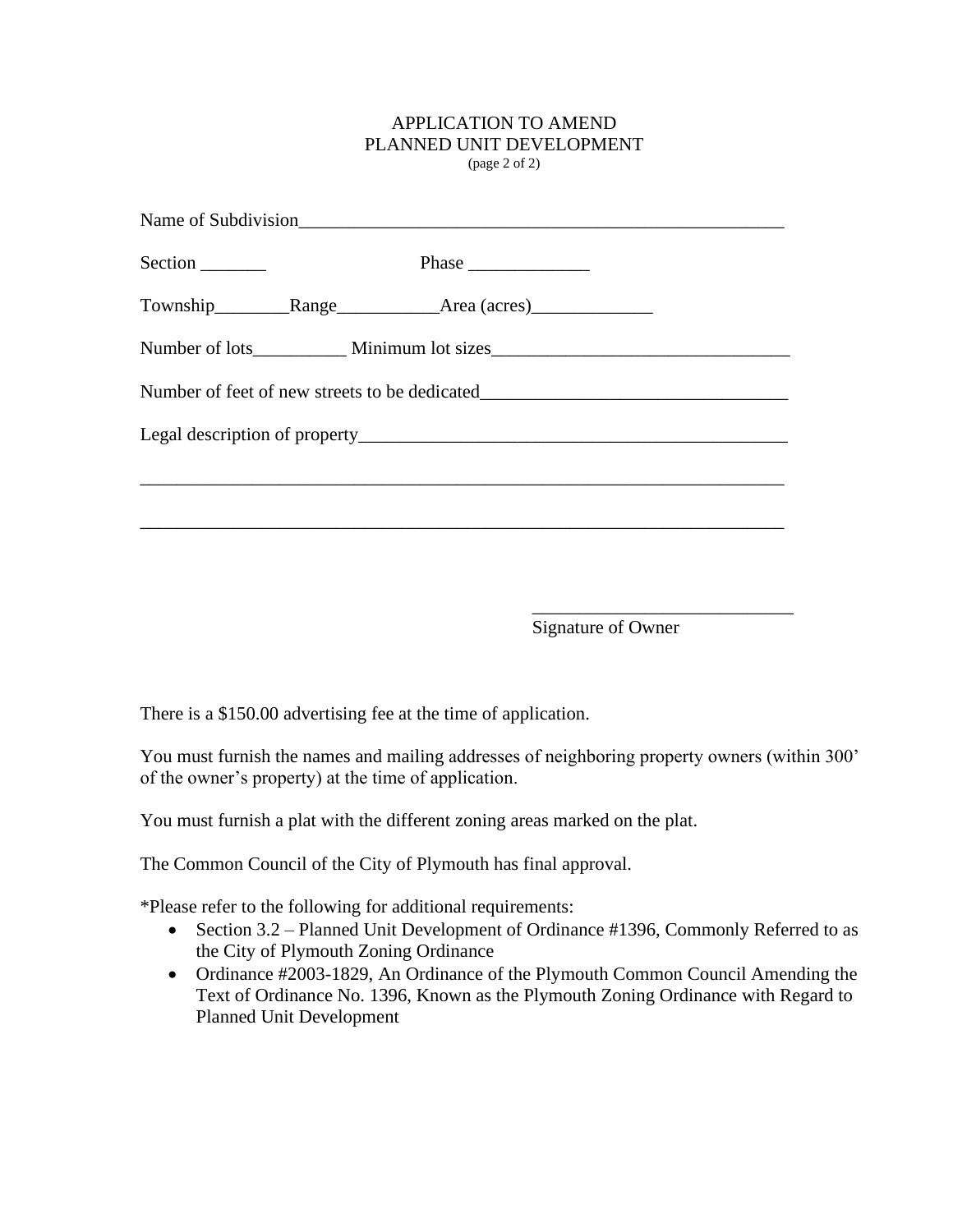# APPLICATION TO AMEND
# PLANNED UNIT DEVELOPMENT

(page 2 of 2)

Name of Subdivision______________________________________________________

Section _______ Phase _____________

Township________Range___________Area (acres)_____________

Number of lots__________ Minimum lot sizes________________________________

Number of feet of new streets to be dedicated_________________________________

Legal description of property_______________________________________________

_______________________________________________________________________

_______________________________________________________________________

____________________________
Signature of Owner

There is a $150.00 advertising fee at the time of application.

You must furnish the names and mailing addresses of neighboring property owners (within 300' of the owner's property) at the time of application.

You must furnish a plat with the different zoning areas marked on the plat.

The Common Council of the City of Plymouth has final approval.

*Please refer to the following for additional requirements:

- Section 3.2 – Planned Unit Development of Ordinance #1396, Commonly Referred to as the City of Plymouth Zoning Ordinance
- Ordinance #2003-1829, An Ordinance of the Plymouth Common Council Amending the Text of Ordinance No. 1396, Known as the Plymouth Zoning Ordinance with Regard to Planned Unit Development